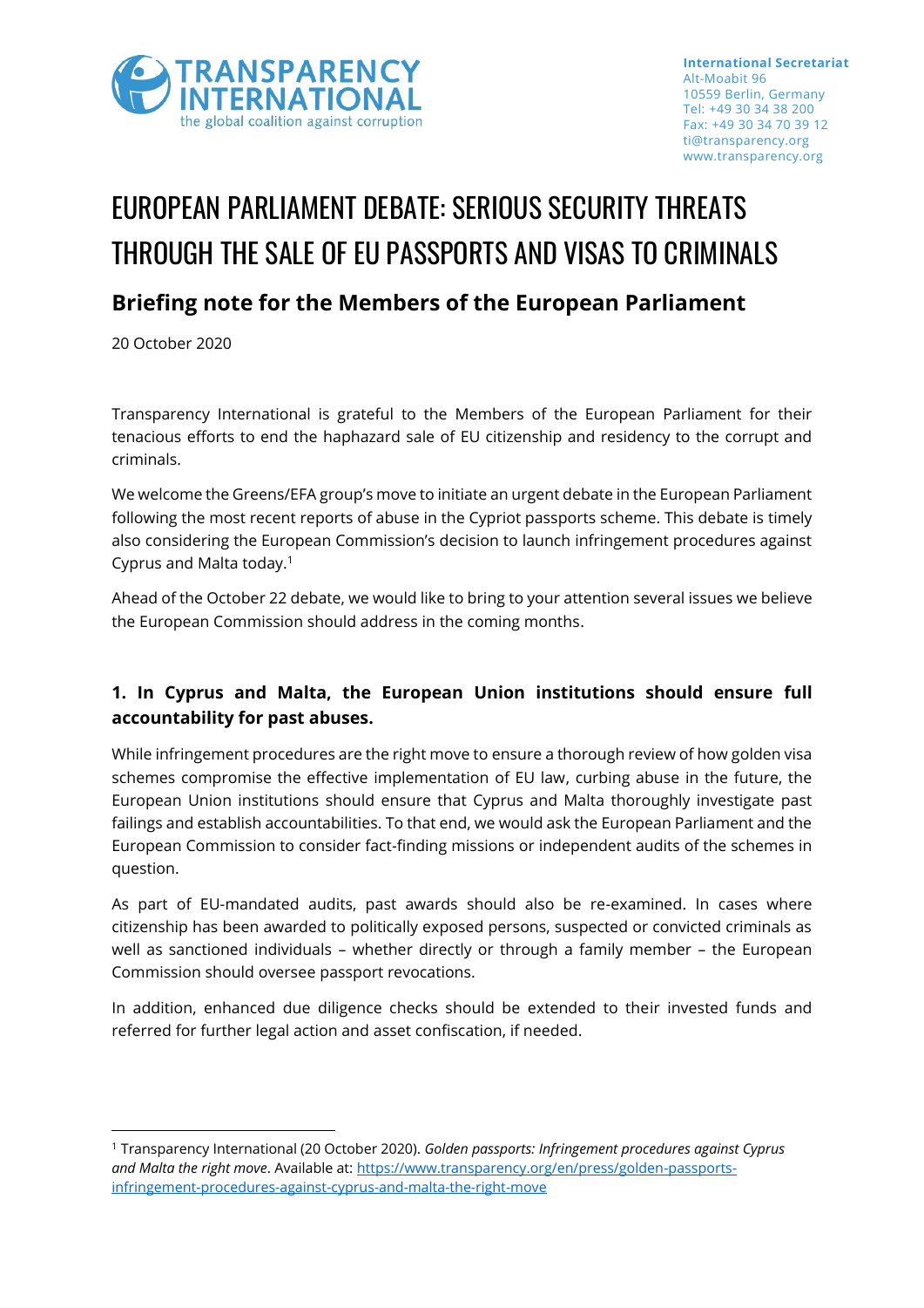International Secretariat
Alt-Moabit 96
10559 Berlin, Germany
Tel: +49 30 34 38 200
Fax: +49 30 34 70 39 12
ti@transparency.org
www.transparency.org

# EUROPEAN PARLIAMENT DEBATE: SERIOUS SECURITY THREATS THROUGH THE SALE OF EU PASSPORTS AND VISAS TO CRIMINALS

## Briefing note for the Members of the European Parliament

20 October 2020

Transparency International is grateful to the Members of the European Parliament for their tenacious efforts to end the haphazard sale of EU citizenship and residency to the corrupt and criminals.

We welcome the Greens/EFA group's move to initiate an urgent debate in the European Parliament following the most recent reports of abuse in the Cypriot passports scheme. This debate is timely also considering the European Commission's decision to launch infringement procedures against Cyprus and Malta today.[1]

Ahead of the October 22 debate, we would like to bring to your attention several issues we believe the European Commission should address in the coming months.

### 1. In Cyprus and Malta, the European Union institutions should ensure full accountability for past abuses.

While infringement procedures are the right move to ensure a thorough review of how golden visa schemes compromise the effective implementation of EU law, curbing abuse in the future, the European Union institutions should ensure that Cyprus and Malta thoroughly investigate past failings and establish accountabilities. To that end, we would ask the European Parliament and the European Commission to consider fact-finding missions or independent audits of the schemes in question.

As part of EU-mandated audits, past awards should also be re-examined. In cases where citizenship has been awarded to politically exposed persons, suspected or convicted criminals as well as sanctioned individuals – whether directly or through a family member – the European Commission should oversee passport revocations.

In addition, enhanced due diligence checks should be extended to their invested funds and referred for further legal action and asset confiscation, if needed.

---

[1] Transparency International (20 October 2020). *Golden passports: Infringement procedures against Cyprus and Malta the right move*. Available at: https://www.transparency.org/en/press/golden-passports-infringement-procedures-against-cyprus-and-malta-the-right-move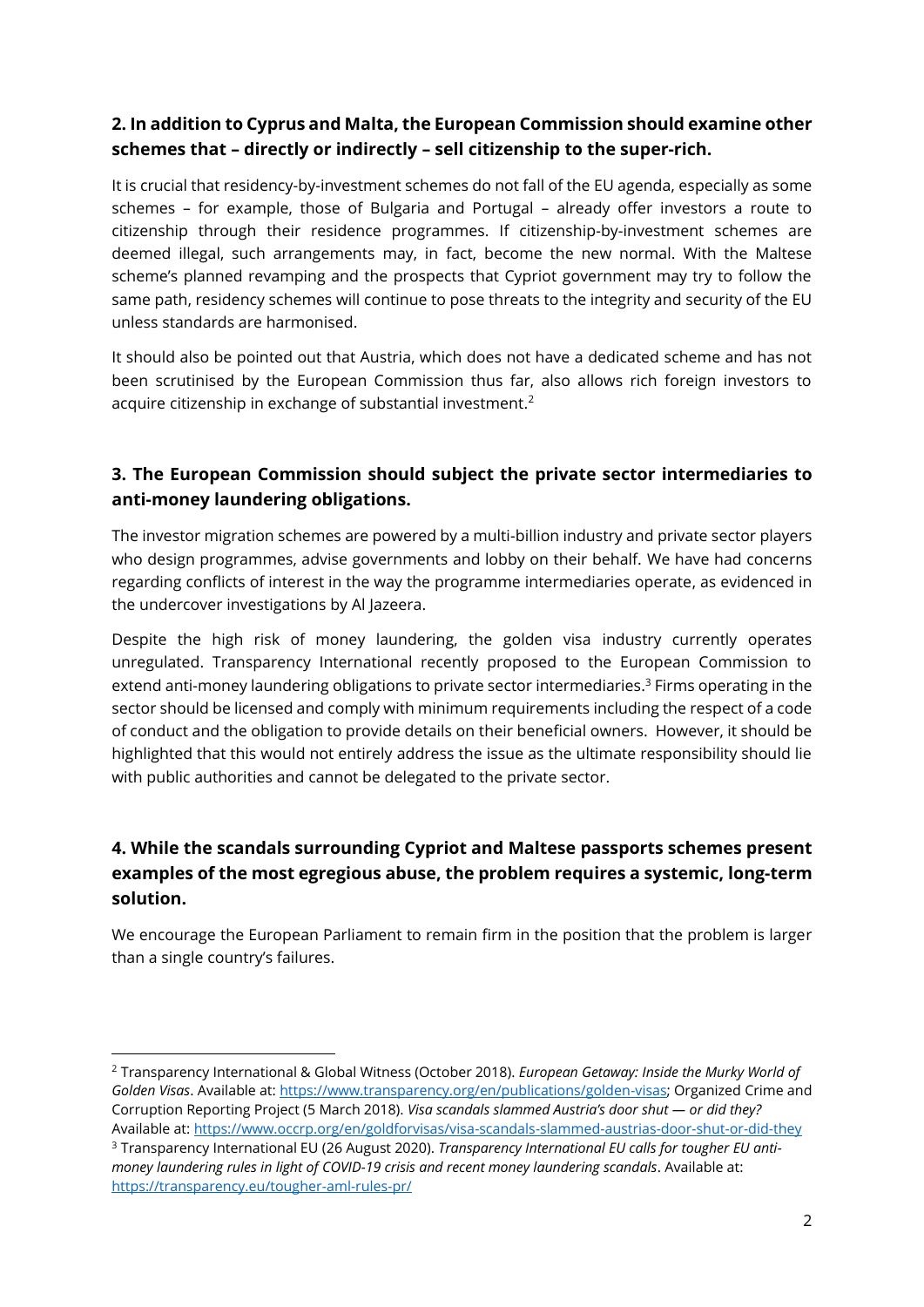## 2. In addition to Cyprus and Malta, the European Commission should examine other schemes that – directly or indirectly – sell citizenship to the super-rich.

It is crucial that residency-by-investment schemes do not fall of the EU agenda, especially as some schemes – for example, those of Bulgaria and Portugal – already offer investors a route to citizenship through their residence programmes. If citizenship-by-investment schemes are deemed illegal, such arrangements may, in fact, become the new normal. With the Maltese scheme's planned revamping and the prospects that Cypriot government may try to follow the same path, residency schemes will continue to pose threats to the integrity and security of the EU unless standards are harmonised.

It should also be pointed out that Austria, which does not have a dedicated scheme and has not been scrutinised by the European Commission thus far, also allows rich foreign investors to acquire citizenship in exchange of substantial investment.[2]

## 3. The European Commission should subject the private sector intermediaries to anti-money laundering obligations.

The investor migration schemes are powered by a multi-billion industry and private sector players who design programmes, advise governments and lobby on their behalf. We have had concerns regarding conflicts of interest in the way the programme intermediaries operate, as evidenced in the undercover investigations by Al Jazeera.

Despite the high risk of money laundering, the golden visa industry currently operates unregulated. Transparency International recently proposed to the European Commission to extend anti-money laundering obligations to private sector intermediaries.[3] Firms operating in the sector should be licensed and comply with minimum requirements including the respect of a code of conduct and the obligation to provide details on their beneficial owners. However, it should be highlighted that this would not entirely address the issue as the ultimate responsibility should lie with public authorities and cannot be delegated to the private sector.

## 4. While the scandals surrounding Cypriot and Maltese passports schemes present examples of the most egregious abuse, the problem requires a systemic, long-term solution.

We encourage the European Parliament to remain firm in the position that the problem is larger than a single country's failures.

---

[2] Transparency International & Global Witness (October 2018). *European Getaway: Inside the Murky World of Golden Visas*. Available at: https://www.transparency.org/en/publications/golden-visas; Organized Crime and Corruption Reporting Project (5 March 2018). *Visa scandals slammed Austria's door shut — or did they?* Available at: https://www.occrp.org/en/goldforvisas/visa-scandals-slammed-austrias-door-shut-or-did-they

[3] Transparency International EU (26 August 2020). *Transparency International EU calls for tougher EU anti-money laundering rules in light of COVID-19 crisis and recent money laundering scandals*. Available at: https://transparency.eu/tougher-aml-rules-pr/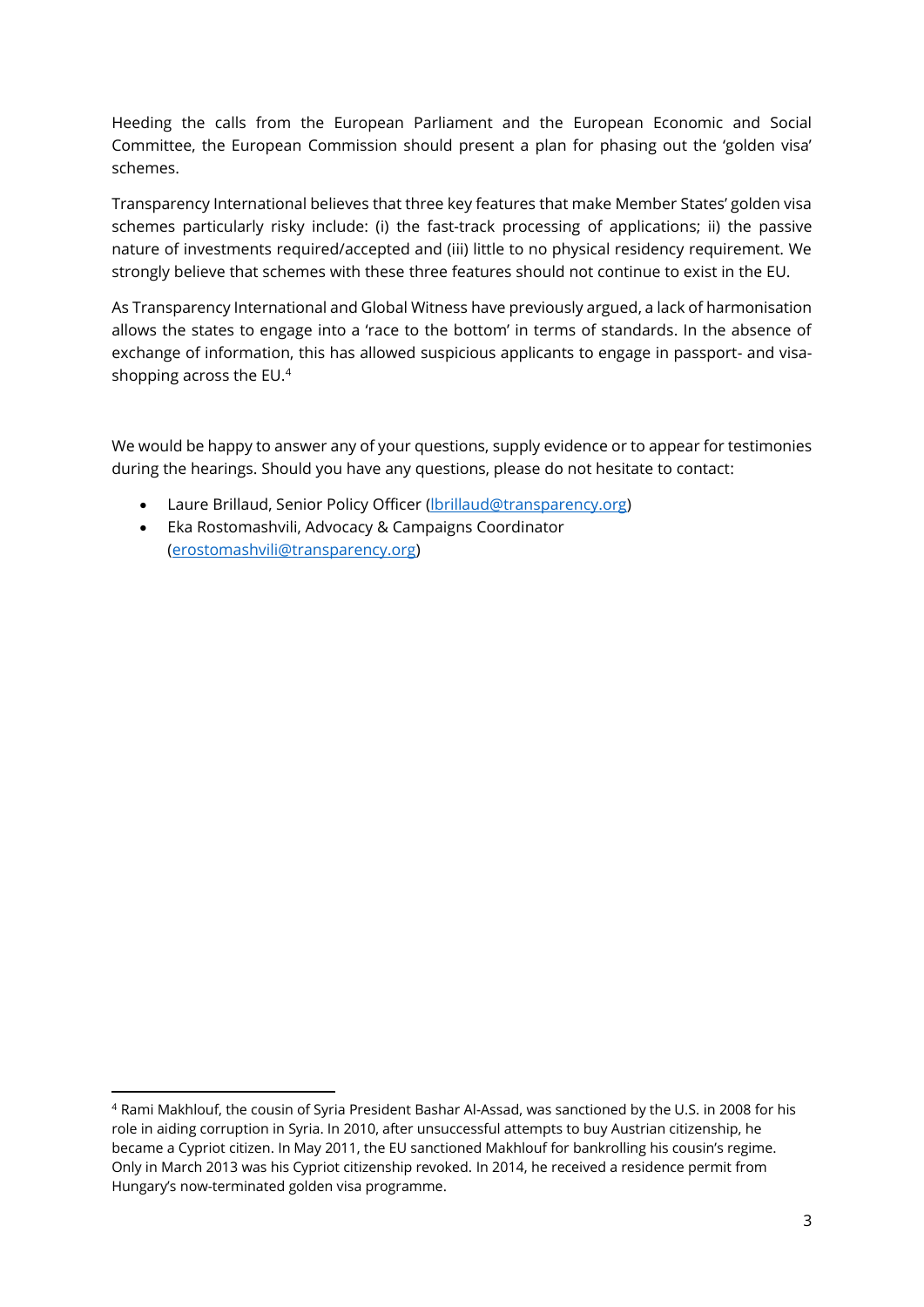Heeding the calls from the European Parliament and the European Economic and Social Committee, the European Commission should present a plan for phasing out the 'golden visa' schemes.

Transparency International believes that three key features that make Member States' golden visa schemes particularly risky include: (i) the fast-track processing of applications; ii) the passive nature of investments required/accepted and (iii) little to no physical residency requirement. We strongly believe that schemes with these three features should not continue to exist in the EU.

As Transparency International and Global Witness have previously argued, a lack of harmonisation allows the states to engage into a 'race to the bottom' in terms of standards. In the absence of exchange of information, this has allowed suspicious applicants to engage in passport- and visa-shopping across the EU.[4]

We would be happy to answer any of your questions, supply evidence or to appear for testimonies during the hearings. Should you have any questions, please do not hesitate to contact:

- Laure Brillaud, Senior Policy Officer (lbrillaud@transparency.org)
- Eka Rostomashvili, Advocacy & Campaigns Coordinator (erostomashvili@transparency.org)

---

[4] Rami Makhlouf, the cousin of Syria President Bashar Al-Assad, was sanctioned by the U.S. in 2008 for his role in aiding corruption in Syria. In 2010, after unsuccessful attempts to buy Austrian citizenship, he became a Cypriot citizen. In May 2011, the EU sanctioned Makhlouf for bankrolling his cousin's regime. Only in March 2013 was his Cypriot citizenship revoked. In 2014, he received a residence permit from Hungary's now-terminated golden visa programme.